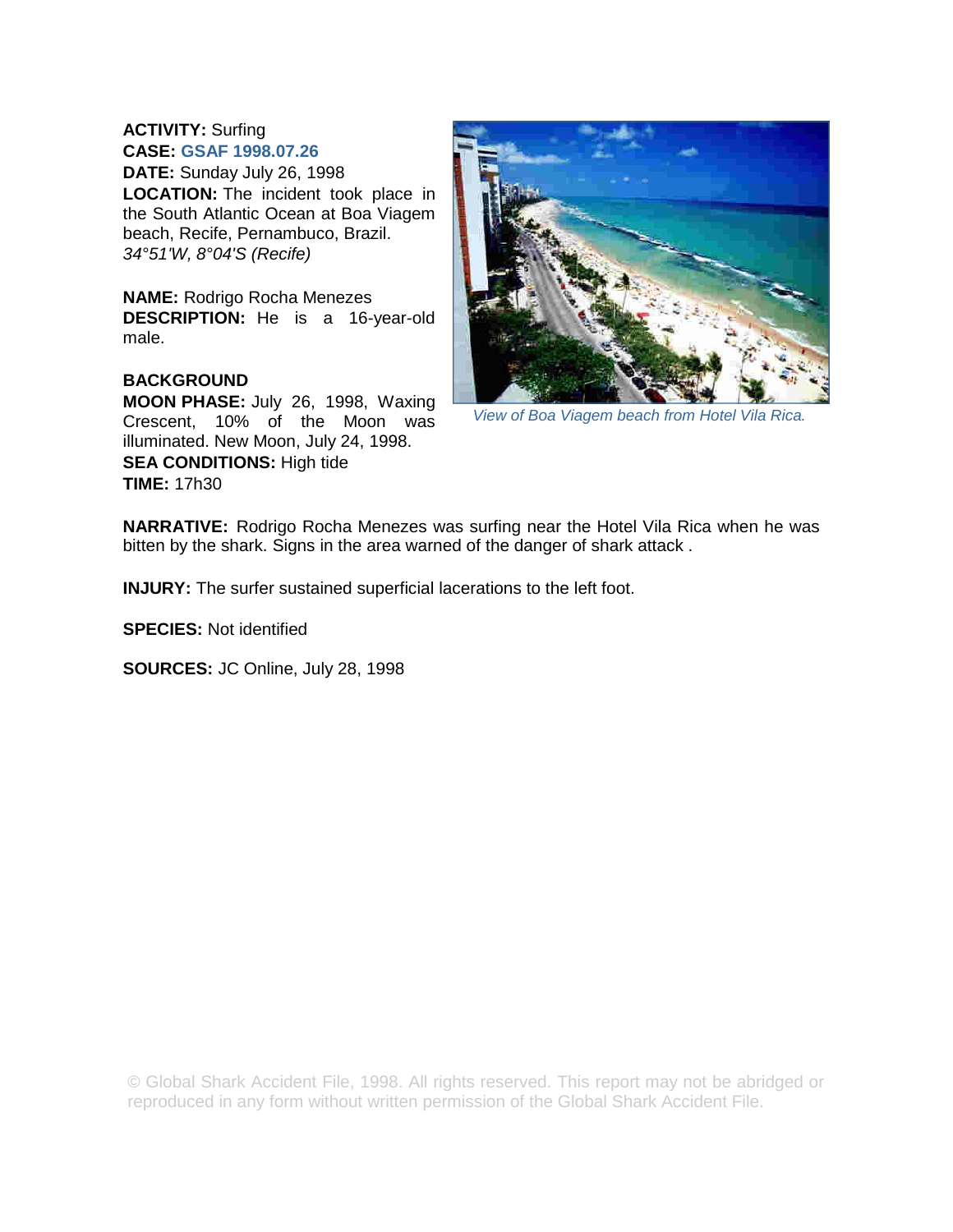**ACTIVITY:** Surfing
**CASE:** GSAF 1998.07.26
**DATE:** Sunday July 26, 1998
**LOCATION:** The incident took place in the South Atlantic Ocean at Boa Viagem beach, Recife, Pernambuco, Brazil.
*34°51'W, 8°04'S (Recife)*

**NAME:** Rodrigo Rocha Menezes
**DESCRIPTION:** He is a 16-year-old male.

**BACKGROUND**
**MOON PHASE:** July 26, 1998, Waxing Crescent, 10% of the Moon was illuminated. New Moon, July 24, 1998.
**SEA CONDITIONS:** High tide
**TIME:** 17h30

*View of Boa Viagem beach from Hotel Vila Rica.*

**NARRATIVE:** Rodrigo Rocha Menezes was surfing near the Hotel Vila Rica when he was bitten by the shark. Signs in the area warned of the danger of shark attack .

**INJURY:** The surfer sustained superficial lacerations to the left foot.

**SPECIES:** Not identified

**SOURCES:** JC Online, July 28, 1998

© Global Shark Accident File, 1998. All rights reserved. This report may not be abridged or reproduced in any form without written permission of the Global Shark Accident File.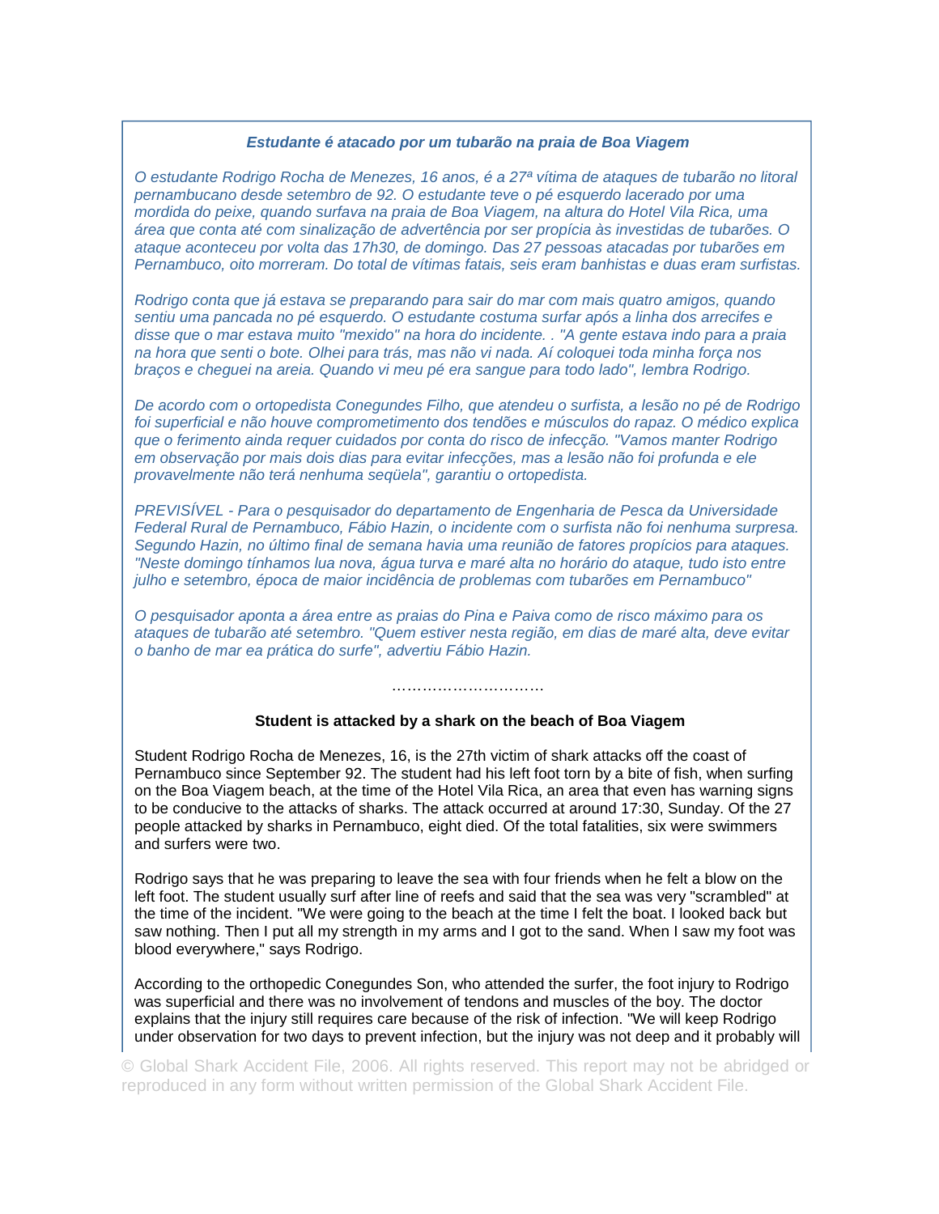***Estudante é atacado por um tubarão na praia de Boa Viagem***

*O estudante Rodrigo Rocha de Menezes, 16 anos, é a 27ª vítima de ataques de tubarão no litoral pernambucano desde setembro de 92. O estudante teve o pé esquerdo lacerado por uma mordida do peixe, quando surfava na praia de Boa Viagem, na altura do Hotel Vila Rica, uma área que conta até com sinalização de advertência por ser propícia às investidas de tubarões. O ataque aconteceu por volta das 17h30, de domingo. Das 27 pessoas atacadas por tubarões em Pernambuco, oito morreram. Do total de vítimas fatais, seis eram banhistas e duas eram surfistas.*

*Rodrigo conta que já estava se preparando para sair do mar com mais quatro amigos, quando sentiu uma pancada no pé esquerdo. O estudante costuma surfar após a linha dos arrecifes e disse que o mar estava muito "mexido" na hora do incidente. . "A gente estava indo para a praia na hora que senti o bote. Olhei para trás, mas não vi nada. Aí coloquei toda minha força nos braços e cheguei na areia. Quando vi meu pé era sangue para todo lado", lembra Rodrigo.*

*De acordo com o ortopedista Conegundes Filho, que atendeu o surfista, a lesão no pé de Rodrigo foi superficial e não houve comprometimento dos tendões e músculos do rapaz. O médico explica que o ferimento ainda requer cuidados por conta do risco de infecção. "Vamos manter Rodrigo em observação por mais dois dias para evitar infecções, mas a lesão não foi profunda e ele provavelmente não terá nenhuma seqüela", garantiu o ortopedista.*

*PREVISÍVEL - Para o pesquisador do departamento de Engenharia de Pesca da Universidade Federal Rural de Pernambuco, Fábio Hazin, o incidente com o surfista não foi nenhuma surpresa. Segundo Hazin, no último final de semana havia uma reunião de fatores propícios para ataques. "Neste domingo tínhamos lua nova, água turva e maré alta no horário do ataque, tudo isto entre julho e setembro, época de maior incidência de problemas com tubarões em Pernambuco"*

*O pesquisador aponta a área entre as praias do Pina e Paiva como de risco máximo para os ataques de tubarão até setembro. "Quem estiver nesta região, em dias de maré alta, deve evitar o banho de mar ea prática do surfe", advertiu Fábio Hazin.*

…………………………

**Student is attacked by a shark on the beach of Boa Viagem**

Student Rodrigo Rocha de Menezes, 16, is the 27th victim of shark attacks off the coast of Pernambuco since September 92. The student had his left foot torn by a bite of fish, when surfing on the Boa Viagem beach, at the time of the Hotel Vila Rica, an area that even has warning signs to be conducive to the attacks of sharks. The attack occurred at around 17:30, Sunday. Of the 27 people attacked by sharks in Pernambuco, eight died. Of the total fatalities, six were swimmers and surfers were two.

Rodrigo says that he was preparing to leave the sea with four friends when he felt a blow on the left foot. The student usually surf after line of reefs and said that the sea was very "scrambled" at the time of the incident. "We were going to the beach at the time I felt the boat. I looked back but saw nothing. Then I put all my strength in my arms and I got to the sand. When I saw my foot was blood everywhere," says Rodrigo.

According to the orthopedic Conegundes Son, who attended the surfer, the foot injury to Rodrigo was superficial and there was no involvement of tendons and muscles of the boy. The doctor explains that the injury still requires care because of the risk of infection. "We will keep Rodrigo under observation for two days to prevent infection, but the injury was not deep and it probably will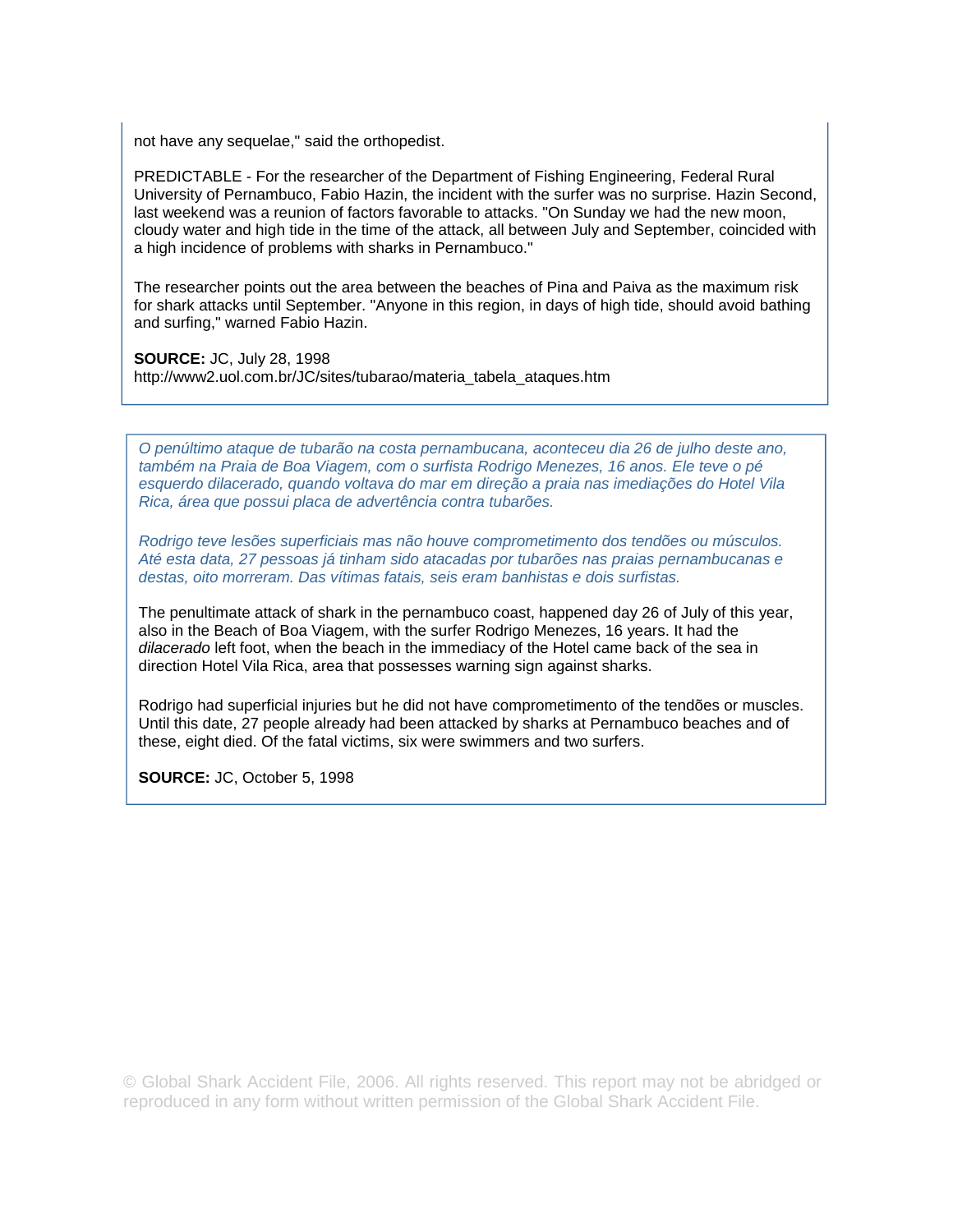not have any sequelae," said the orthopedist.

PREDICTABLE - For the researcher of the Department of Fishing Engineering, Federal Rural University of Pernambuco, Fabio Hazin, the incident with the surfer was no surprise. Hazin Second, last weekend was a reunion of factors favorable to attacks. "On Sunday we had the new moon, cloudy water and high tide in the time of the attack, all between July and September, coincided with a high incidence of problems with sharks in Pernambuco."

The researcher points out the area between the beaches of Pina and Paiva as the maximum risk for shark attacks until September. "Anyone in this region, in days of high tide, should avoid bathing and surfing," warned Fabio Hazin.

**SOURCE:** JC, July 28, 1998
http://www2.uol.com.br/JC/sites/tubarao/materia_tabela_ataques.htm

*O penúltimo ataque de tubarão na costa pernambucana, aconteceu dia 26 de julho deste ano, também na Praia de Boa Viagem, com o surfista Rodrigo Menezes, 16 anos. Ele teve o pé esquerdo dilacerado, quando voltava do mar em direção a praia nas imediações do Hotel Vila Rica, área que possui placa de advertência contra tubarões.*

*Rodrigo teve lesões superficiais mas não houve comprometimento dos tendões ou músculos. Até esta data, 27 pessoas já tinham sido atacadas por tubarões nas praias pernambucanas e destas, oito morreram. Das vítimas fatais, seis eram banhistas e dois surfistas.*

The penultimate attack of shark in the pernambuco coast, happened day 26 of July of this year, also in the Beach of Boa Viagem, with the surfer Rodrigo Menezes, 16 years. It had the *dilacerado* left foot, when the beach in the immediacy of the Hotel came back of the sea in direction Hotel Vila Rica, area that possesses warning sign against sharks.

Rodrigo had superficial injuries but he did not have comprometimento of the tendões or muscles. Until this date, 27 people already had been attacked by sharks at Pernambuco beaches and of these, eight died. Of the fatal victims, six were swimmers and two surfers.

**SOURCE:** JC, October 5, 1998

© Global Shark Accident File, 2006. All rights reserved. This report may not be abridged or reproduced in any form without written permission of the Global Shark Accident File.